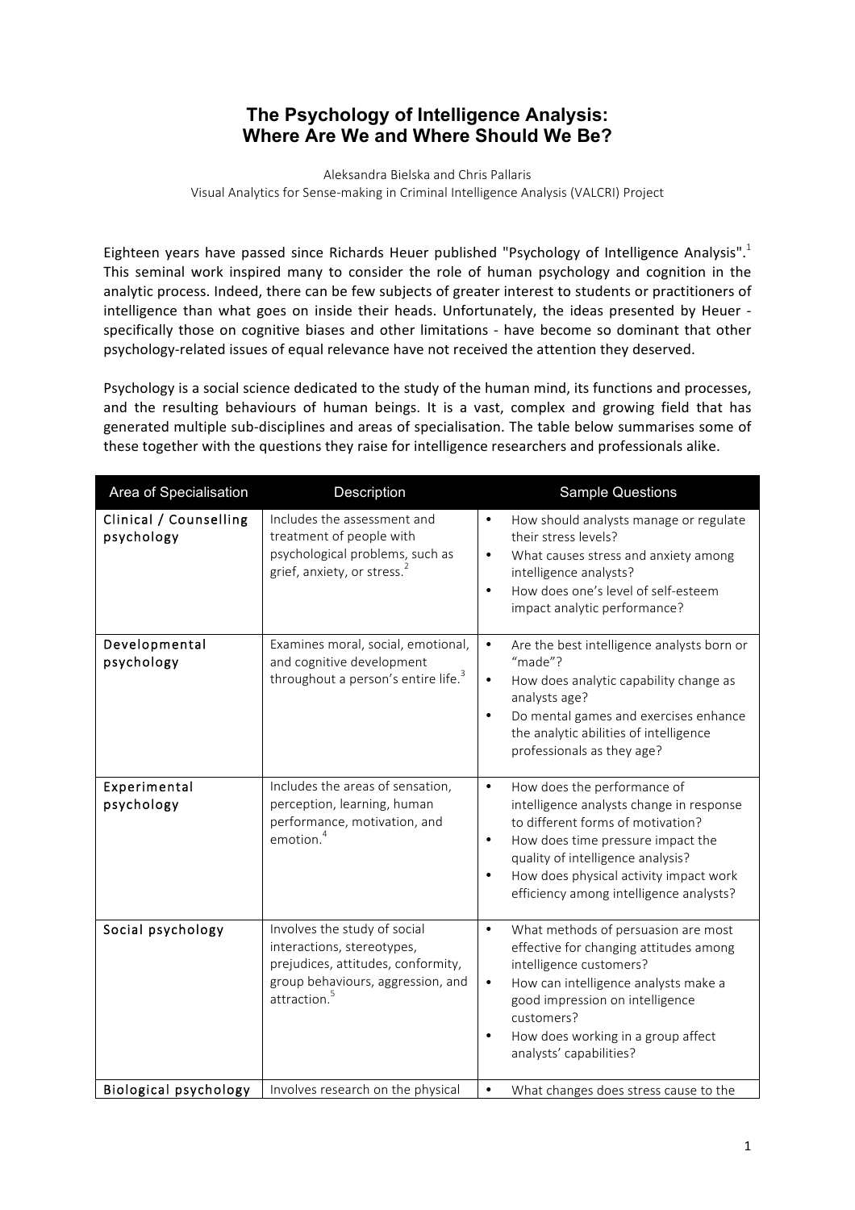# The Psychology of Intelligence Analysis: Where Are We and Where Should We Be?

Aleksandra Bielska and Chris Pallaris
Visual Analytics for Sense-making in Criminal Intelligence Analysis (VALCRI) Project

Eighteen years have passed since Richards Heuer published "Psychology of Intelligence Analysis".[1] This seminal work inspired many to consider the role of human psychology and cognition in the analytic process. Indeed, there can be few subjects of greater interest to students or practitioners of intelligence than what goes on inside their heads. Unfortunately, the ideas presented by Heuer - specifically those on cognitive biases and other limitations - have become so dominant that other psychology-related issues of equal relevance have not received the attention they deserved.

Psychology is a social science dedicated to the study of the human mind, its functions and processes, and the resulting behaviours of human beings. It is a vast, complex and growing field that has generated multiple sub-disciplines and areas of specialisation. The table below summarises some of these together with the questions they raise for intelligence researchers and professionals alike.

| Area of Specialisation | Description | Sample Questions |
|---|---|---|
| Clinical / Counselling psychology | Includes the assessment and treatment of people with psychological problems, such as grief, anxiety, or stress.[2] | • How should analysts manage or regulate their stress levels?<br>• What causes stress and anxiety among intelligence analysts?<br>• How does one's level of self-esteem impact analytic performance? |
| Developmental psychology | Examines moral, social, emotional, and cognitive development throughout a person's entire life.[3] | • Are the best intelligence analysts born or "made"?<br>• How does analytic capability change as analysts age?<br>• Do mental games and exercises enhance the analytic abilities of intelligence professionals as they age? |
| Experimental psychology | Includes the areas of sensation, perception, learning, human performance, motivation, and emotion.[4] | • How does the performance of intelligence analysts change in response to different forms of motivation?<br>• How does time pressure impact the quality of intelligence analysis?<br>• How does physical activity impact work efficiency among intelligence analysts? |
| Social psychology | Involves the study of social interactions, stereotypes, prejudices, attitudes, conformity, group behaviours, aggression, and attraction.[5] | • What methods of persuasion are most effective for changing attitudes among intelligence customers?<br>• How can intelligence analysts make a good impression on intelligence customers?<br>• How does working in a group affect analysts' capabilities? |
| Biological psychology | Involves research on the physical | • What changes does stress cause to the |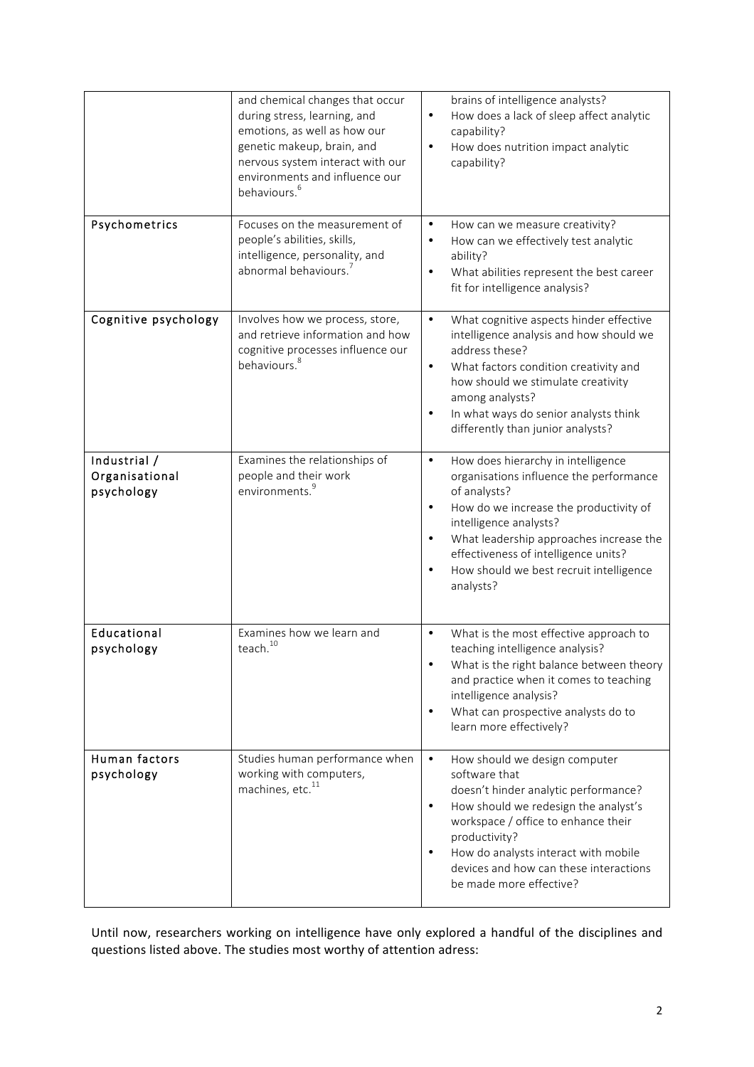|  |  |  |
|---|---|---|
|  | and chemical changes that occur during stress, learning, and emotions, as well as how our genetic makeup, brain, and nervous system interact with our environments and influence our behaviours.[6] | brains of intelligence analysts?<br>• How does a lack of sleep affect analytic capability?<br>• How does nutrition impact analytic capability? |
| Psychometrics | Focuses on the measurement of people's abilities, skills, intelligence, personality, and abnormal behaviours.[7] | • How can we measure creativity?<br>• How can we effectively test analytic ability?<br>• What abilities represent the best career fit for intelligence analysis? |
| Cognitive psychology | Involves how we process, store, and retrieve information and how cognitive processes influence our behaviours.[8] | • What cognitive aspects hinder effective intelligence analysis and how should we address these?<br>• What factors condition creativity and how should we stimulate creativity among analysts?<br>• In what ways do senior analysts think differently than junior analysts? |
| Industrial / Organisational psychology | Examines the relationships of people and their work environments.[9] | • How does hierarchy in intelligence organisations influence the performance of analysts?<br>• How do we increase the productivity of intelligence analysts?<br>• What leadership approaches increase the effectiveness of intelligence units?<br>• How should we best recruit intelligence analysts? |
| Educational psychology | Examines how we learn and teach.[10] | • What is the most effective approach to teaching intelligence analysis?<br>• What is the right balance between theory and practice when it comes to teaching intelligence analysis?<br>• What can prospective analysts do to learn more effectively? |
| Human factors psychology | Studies human performance when working with computers, machines, etc.[11] | • How should we design computer software that doesn't hinder analytic performance?<br>• How should we redesign the analyst's workspace / office to enhance their productivity?<br>• How do analysts interact with mobile devices and how can these interactions be made more effective? |

Until now, researchers working on intelligence have only explored a handful of the disciplines and questions listed above. The studies most worthy of attention adress: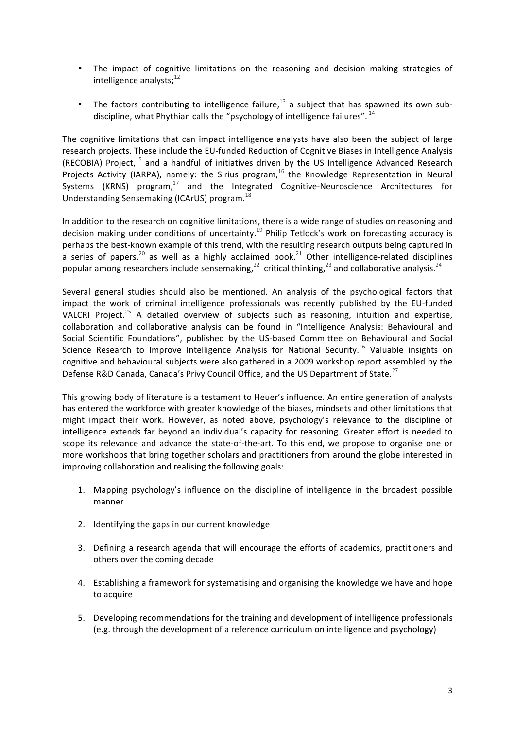- The impact of cognitive limitations on the reasoning and decision making strategies of intelligence analysts;[12]

- The factors contributing to intelligence failure,[13] a subject that has spawned its own sub-discipline, what Phythian calls the "psychology of intelligence failures".[14]

The cognitive limitations that can impact intelligence analysts have also been the subject of large research projects. These include the EU-funded Reduction of Cognitive Biases in Intelligence Analysis (RECOBIA) Project,[15] and a handful of initiatives driven by the US Intelligence Advanced Research Projects Activity (IARPA), namely: the Sirius program,[16] the Knowledge Representation in Neural Systems (KRNS) program,[17] and the Integrated Cognitive-Neuroscience Architectures for Understanding Sensemaking (ICArUS) program.[18]

In addition to the research on cognitive limitations, there is a wide range of studies on reasoning and decision making under conditions of uncertainty.[19] Philip Tetlock's work on forecasting accuracy is perhaps the best-known example of this trend, with the resulting research outputs being captured in a series of papers,[20] as well as a highly acclaimed book.[21] Other intelligence-related disciplines popular among researchers include sensemaking,[22] critical thinking,[23] and collaborative analysis.[24]

Several general studies should also be mentioned. An analysis of the psychological factors that impact the work of criminal intelligence professionals was recently published by the EU-funded VALCRI Project.[25] A detailed overview of subjects such as reasoning, intuition and expertise, collaboration and collaborative analysis can be found in "Intelligence Analysis: Behavioural and Social Scientific Foundations", published by the US-based Committee on Behavioural and Social Science Research to Improve Intelligence Analysis for National Security.[26] Valuable insights on cognitive and behavioural subjects were also gathered in a 2009 workshop report assembled by the Defense R&D Canada, Canada's Privy Council Office, and the US Department of State.[27]

This growing body of literature is a testament to Heuer's influence. An entire generation of analysts has entered the workforce with greater knowledge of the biases, mindsets and other limitations that might impact their work. However, as noted above, psychology's relevance to the discipline of intelligence extends far beyond an individual's capacity for reasoning. Greater effort is needed to scope its relevance and advance the state-of-the-art. To this end, we propose to organise one or more workshops that bring together scholars and practitioners from around the globe interested in improving collaboration and realising the following goals:

1. Mapping psychology's influence on the discipline of intelligence in the broadest possible manner

2. Identifying the gaps in our current knowledge

3. Defining a research agenda that will encourage the efforts of academics, practitioners and others over the coming decade

4. Establishing a framework for systematising and organising the knowledge we have and hope to acquire

5. Developing recommendations for the training and development of intelligence professionals (e.g. through the development of a reference curriculum on intelligence and psychology)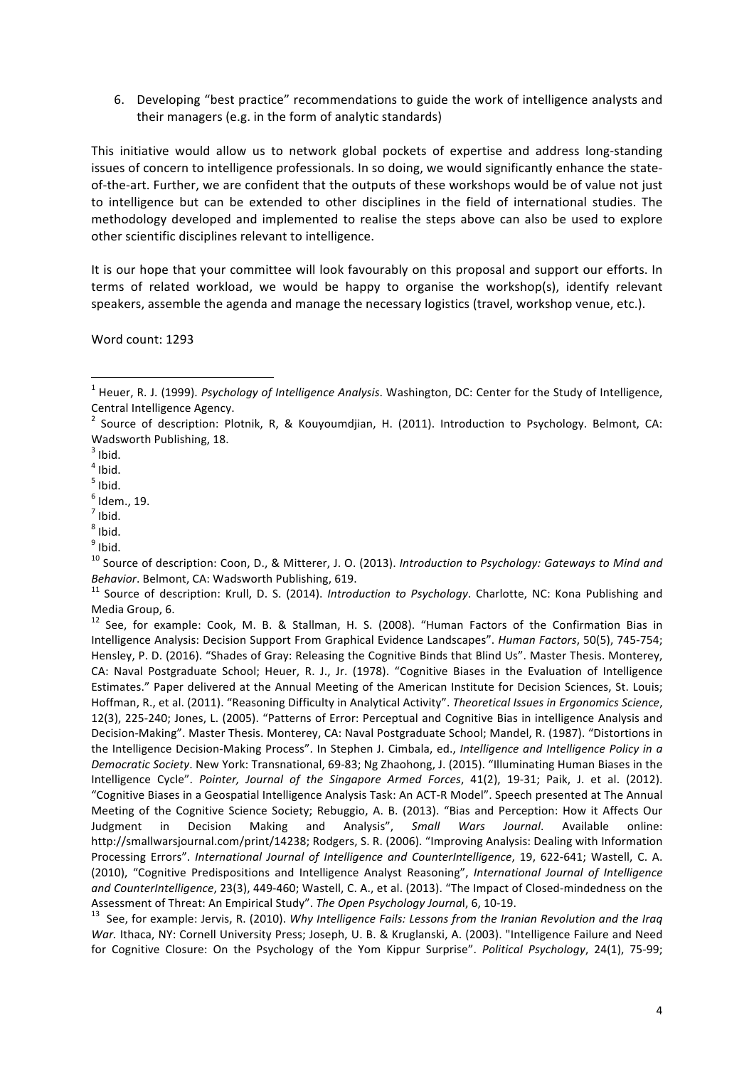6. Developing "best practice" recommendations to guide the work of intelligence analysts and their managers (e.g. in the form of analytic standards)

This initiative would allow us to network global pockets of expertise and address long-standing issues of concern to intelligence professionals. In so doing, we would significantly enhance the state-of-the-art. Further, we are confident that the outputs of these workshops would be of value not just to intelligence but can be extended to other disciplines in the field of international studies. The methodology developed and implemented to realise the steps above can also be used to explore other scientific disciplines relevant to intelligence.

It is our hope that your committee will look favourably on this proposal and support our efforts. In terms of related workload, we would be happy to organise the workshop(s), identify relevant speakers, assemble the agenda and manage the necessary logistics (travel, workshop venue, etc.).

Word count: 1293

---

[1] Heuer, R. J. (1999). *Psychology of Intelligence Analysis*. Washington, DC: Center for the Study of Intelligence, Central Intelligence Agency.

[2] Source of description: Plotnik, R, & Kouyoumdjian, H. (2011). Introduction to Psychology. Belmont, CA: Wadsworth Publishing, 18.

[3] Ibid.

[4] Ibid.

[5] Ibid.

[6] Idem., 19.

[7] Ibid.

[8] Ibid.

[9] Ibid.

[10] Source of description: Coon, D., & Mitterer, J. O. (2013). *Introduction to Psychology: Gateways to Mind and Behavior*. Belmont, CA: Wadsworth Publishing, 619.

[11] Source of description: Krull, D. S. (2014). *Introduction to Psychology*. Charlotte, NC: Kona Publishing and Media Group, 6.

[12] See, for example: Cook, M. B. & Stallman, H. S. (2008). "Human Factors of the Confirmation Bias in Intelligence Analysis: Decision Support From Graphical Evidence Landscapes". *Human Factors*, 50(5), 745-754; Hensley, P. D. (2016). "Shades of Gray: Releasing the Cognitive Binds that Blind Us". Master Thesis. Monterey, CA: Naval Postgraduate School; Heuer, R. J., Jr. (1978). "Cognitive Biases in the Evaluation of Intelligence Estimates." Paper delivered at the Annual Meeting of the American Institute for Decision Sciences, St. Louis; Hoffman, R., et al. (2011). "Reasoning Difficulty in Analytical Activity". *Theoretical Issues in Ergonomics Science*, 12(3), 225-240; Jones, L. (2005). "Patterns of Error: Perceptual and Cognitive Bias in intelligence Analysis and Decision-Making". Master Thesis. Monterey, CA: Naval Postgraduate School; Mandel, R. (1987). "Distortions in the Intelligence Decision-Making Process". In Stephen J. Cimbala, ed., *Intelligence and Intelligence Policy in a Democratic Society*. New York: Transnational, 69-83; Ng Zhaohong, J. (2015). "Illuminating Human Biases in the Intelligence Cycle". *Pointer, Journal of the Singapore Armed Forces*, 41(2), 19-31; Paik, J. et al. (2012). "Cognitive Biases in a Geospatial Intelligence Analysis Task: An ACT-R Model". Speech presented at The Annual Meeting of the Cognitive Science Society; Rebuggio, A. B. (2013). "Bias and Perception: How it Affects Our Judgment in Decision Making and Analysis", *Small Wars Journal*. Available online: http://smallwarsjournal.com/print/14238; Rodgers, S. R. (2006). "Improving Analysis: Dealing with Information Processing Errors". *International Journal of Intelligence and CounterIntelligence*, 19, 622-641; Wastell, C. A. (2010), "Cognitive Predispositions and Intelligence Analyst Reasoning", *International Journal of Intelligence and CounterIntelligence*, 23(3), 449-460; Wastell, C. A., et al. (2013). "The Impact of Closed-mindedness on the Assessment of Threat: An Empirical Study". *The Open Psychology Journal*, 6, 10-19.

[13] See, for example: Jervis, R. (2010). *Why Intelligence Fails: Lessons from the Iranian Revolution and the Iraq War.* Ithaca, NY: Cornell University Press; Joseph, U. B. & Kruglanski, A. (2003). "Intelligence Failure and Need for Cognitive Closure: On the Psychology of the Yom Kippur Surprise". *Political Psychology*, 24(1), 75-99;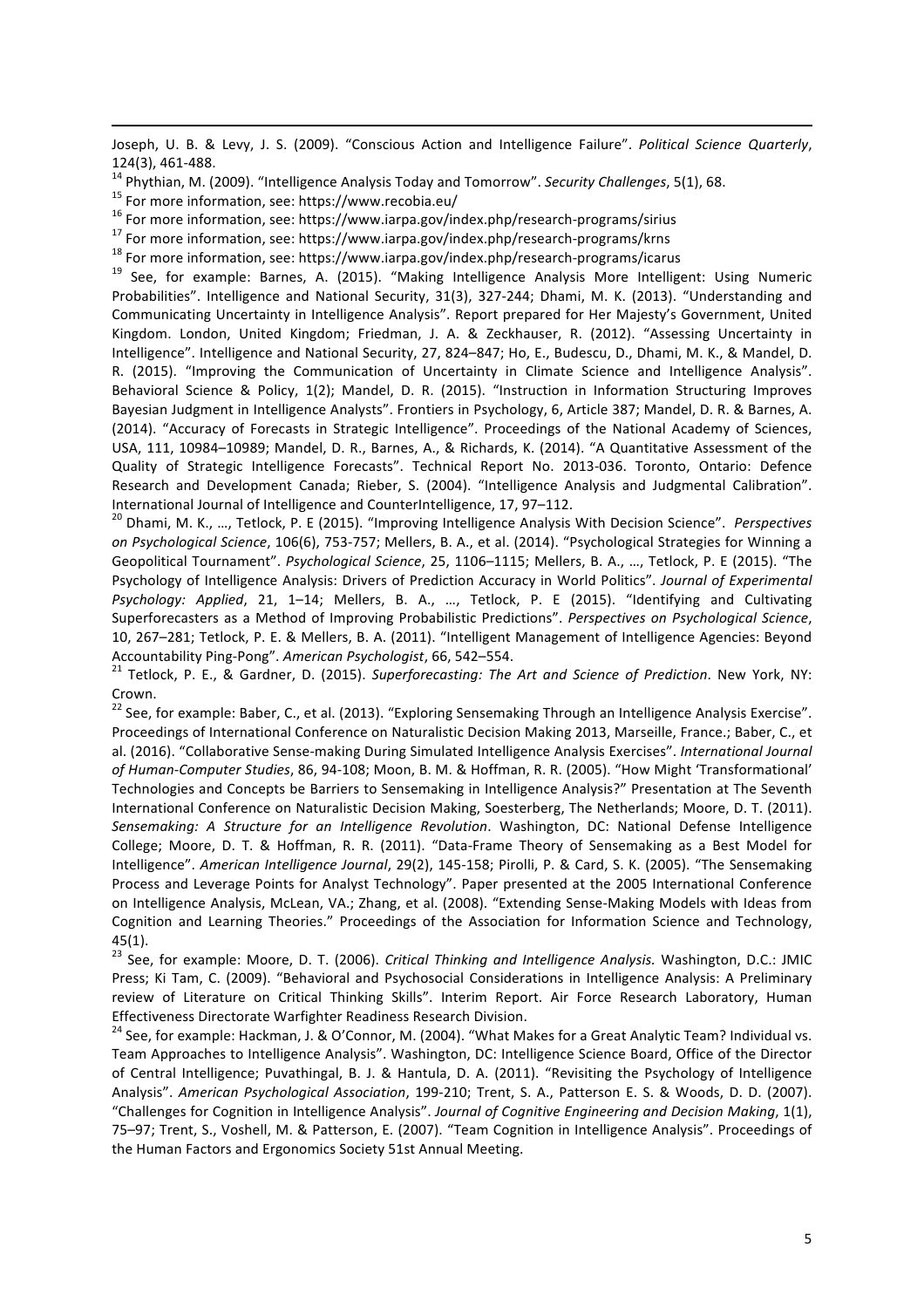Joseph, U. B. & Levy, J. S. (2009). "Conscious Action and Intelligence Failure". *Political Science Quarterly*, 124(3), 461-488.

[14] Phythian, M. (2009). "Intelligence Analysis Today and Tomorrow". *Security Challenges*, 5(1), 68.

[15] For more information, see: https://www.recobia.eu/

[16] For more information, see: https://www.iarpa.gov/index.php/research-programs/sirius

[17] For more information, see: https://www.iarpa.gov/index.php/research-programs/krns

[18] For more information, see: https://www.iarpa.gov/index.php/research-programs/icarus

[19] See, for example: Barnes, A. (2015). "Making Intelligence Analysis More Intelligent: Using Numeric Probabilities". Intelligence and National Security, 31(3), 327-244; Dhami, M. K. (2013). "Understanding and Communicating Uncertainty in Intelligence Analysis". Report prepared for Her Majesty's Government, United Kingdom. London, United Kingdom; Friedman, J. A. & Zeckhauser, R. (2012). "Assessing Uncertainty in Intelligence". Intelligence and National Security, 27, 824–847; Ho, E., Budescu, D., Dhami, M. K., & Mandel, D. R. (2015). "Improving the Communication of Uncertainty in Climate Science and Intelligence Analysis". Behavioral Science & Policy, 1(2); Mandel, D. R. (2015). "Instruction in Information Structuring Improves Bayesian Judgment in Intelligence Analysts". Frontiers in Psychology, 6, Article 387; Mandel, D. R. & Barnes, A. (2014). "Accuracy of Forecasts in Strategic Intelligence". Proceedings of the National Academy of Sciences, USA, 111, 10984–10989; Mandel, D. R., Barnes, A., & Richards, K. (2014). "A Quantitative Assessment of the Quality of Strategic Intelligence Forecasts". Technical Report No. 2013-036. Toronto, Ontario: Defence Research and Development Canada; Rieber, S. (2004). "Intelligence Analysis and Judgmental Calibration". International Journal of Intelligence and CounterIntelligence, 17, 97–112.

[20] Dhami, M. K., …, Tetlock, P. E (2015). "Improving Intelligence Analysis With Decision Science". *Perspectives on Psychological Science*, 106(6), 753-757; Mellers, B. A., et al. (2014). "Psychological Strategies for Winning a Geopolitical Tournament". *Psychological Science*, 25, 1106–1115; Mellers, B. A., …, Tetlock, P. E (2015). "The Psychology of Intelligence Analysis: Drivers of Prediction Accuracy in World Politics". *Journal of Experimental Psychology: Applied*, 21, 1–14; Mellers, B. A., …, Tetlock, P. E (2015). "Identifying and Cultivating Superforecasters as a Method of Improving Probabilistic Predictions". *Perspectives on Psychological Science*, 10, 267–281; Tetlock, P. E. & Mellers, B. A. (2011). "Intelligent Management of Intelligence Agencies: Beyond Accountability Ping-Pong". *American Psychologist*, 66, 542–554.

[21] Tetlock, P. E., & Gardner, D. (2015). *Superforecasting: The Art and Science of Prediction*. New York, NY: Crown.

[22] See, for example: Baber, C., et al. (2013). "Exploring Sensemaking Through an Intelligence Analysis Exercise". Proceedings of International Conference on Naturalistic Decision Making 2013, Marseille, France.; Baber, C., et al. (2016). "Collaborative Sense-making During Simulated Intelligence Analysis Exercises". *International Journal of Human-Computer Studies*, 86, 94-108; Moon, B. M. & Hoffman, R. R. (2005). "How Might 'Transformational' Technologies and Concepts be Barriers to Sensemaking in Intelligence Analysis?" Presentation at The Seventh International Conference on Naturalistic Decision Making, Soesterberg, The Netherlands; Moore, D. T. (2011). *Sensemaking: A Structure for an Intelligence Revolution*. Washington, DC: National Defense Intelligence College; Moore, D. T. & Hoffman, R. R. (2011). "Data-Frame Theory of Sensemaking as a Best Model for Intelligence". *American Intelligence Journal*, 29(2), 145-158; Pirolli, P. & Card, S. K. (2005). "The Sensemaking Process and Leverage Points for Analyst Technology". Paper presented at the 2005 International Conference on Intelligence Analysis, McLean, VA.; Zhang, et al. (2008). "Extending Sense-Making Models with Ideas from Cognition and Learning Theories." Proceedings of the Association for Information Science and Technology, 45(1).

[23] See, for example: Moore, D. T. (2006). *Critical Thinking and Intelligence Analysis.* Washington, D.C.: JMIC Press; Ki Tam, C. (2009). "Behavioral and Psychosocial Considerations in Intelligence Analysis: A Preliminary review of Literature on Critical Thinking Skills". Interim Report. Air Force Research Laboratory, Human Effectiveness Directorate Warfighter Readiness Research Division.

[24] See, for example: Hackman, J. & O'Connor, M. (2004). "What Makes for a Great Analytic Team? Individual vs. Team Approaches to Intelligence Analysis". Washington, DC: Intelligence Science Board, Office of the Director of Central Intelligence; Puvathingal, B. J. & Hantula, D. A. (2011). "Revisiting the Psychology of Intelligence Analysis". *American Psychological Association*, 199-210; Trent, S. A., Patterson E. S. & Woods, D. D. (2007). "Challenges for Cognition in Intelligence Analysis". *Journal of Cognitive Engineering and Decision Making*, 1(1), 75–97; Trent, S., Voshell, M. & Patterson, E. (2007). "Team Cognition in Intelligence Analysis". Proceedings of the Human Factors and Ergonomics Society 51st Annual Meeting.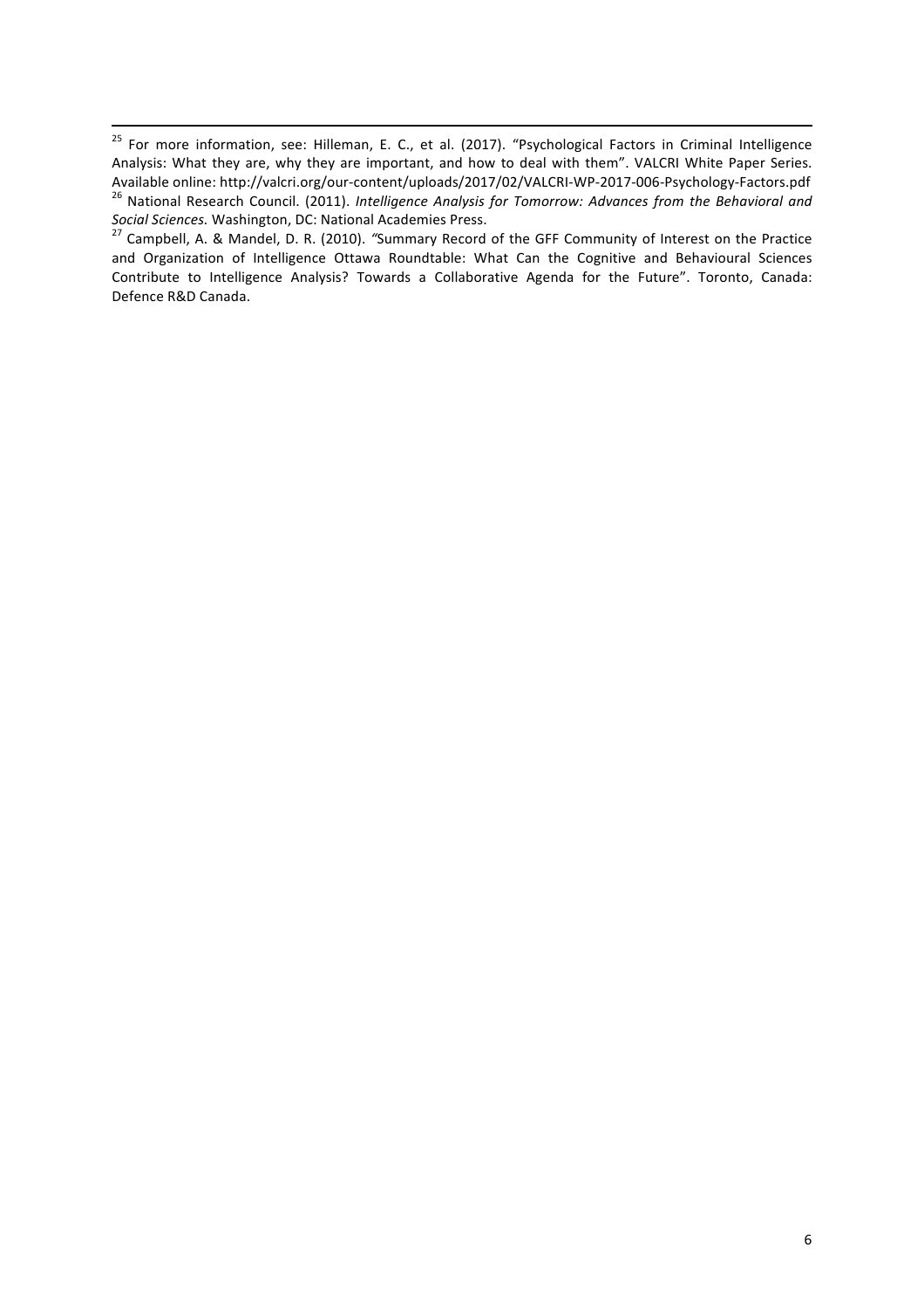[25] For more information, see: Hilleman, E. C., et al. (2017). "Psychological Factors in Criminal Intelligence Analysis: What they are, why they are important, and how to deal with them". VALCRI White Paper Series. Available online: http://valcri.org/our-content/uploads/2017/02/VALCRI-WP-2017-006-Psychology-Factors.pdf

[26] National Research Council. (2011). *Intelligence Analysis for Tomorrow: Advances from the Behavioral and Social Sciences.* Washington, DC: National Academies Press.

[27] Campbell, A. & Mandel, D. R. (2010). *"*Summary Record of the GFF Community of Interest on the Practice and Organization of Intelligence Ottawa Roundtable: What Can the Cognitive and Behavioural Sciences Contribute to Intelligence Analysis? Towards a Collaborative Agenda for the Future". Toronto, Canada: Defence R&D Canada.